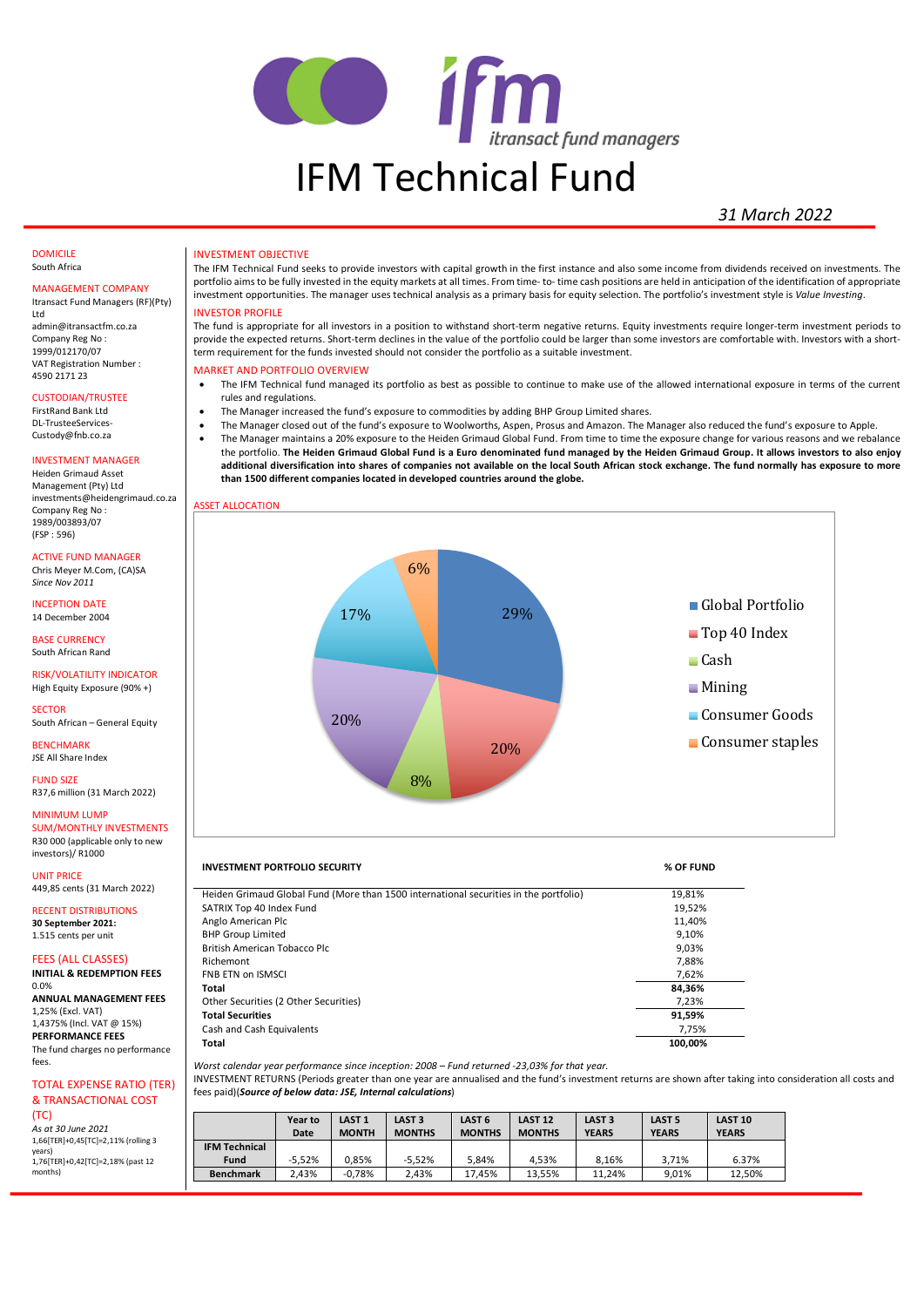# IFM Technical Fund

*31 March 2022*

**DOMICILE**
South Africa

**MANAGEMENT COMPANY**
Itransact Fund Managers (RF)(Pty) Ltd
admin@itransactfm.co.za
Company Reg No : 1999/012170/07
VAT Registration Number : 4590 2171 23

**CUSTODIAN/TRUSTEE**
FirstRand Bank Ltd
DL-TrusteeServices-Custody@fnb.co.za

**INVESTMENT MANAGER**
Heiden Grimaud Asset Management (Pty) Ltd
investments@heidengrimaud.co.za
Company Reg No : 1989/003893/07
(FSP : 596)

**ACTIVE FUND MANAGER**
Chris Meyer M.Com, (CA)SA
*Since Nov 2011*

**INCEPTION DATE**
14 December 2004

**BASE CURRENCY**
South African Rand

**RISK/VOLATILITY INDICATOR**
High Equity Exposure (90% +)

**SECTOR**
South African – General Equity

**BENCHMARK**
JSE All Share Index

**FUND SIZE**
R37,6 million (31 March 2022)

**MINIMUM LUMP SUM/MONTHLY INVESTMENTS**
R30 000 (applicable only to new investors)/ R1000

**UNIT PRICE**
449,85 cents (31 March 2022)

**RECENT DISTRIBUTIONS**
**30 September 2021:**
1.515 cents per unit

**FEES (ALL CLASSES)**
**INITIAL & REDEMPTION FEES**
0.0%
**ANNUAL MANAGEMENT FEES**
1,25% (Excl. VAT)
1,4375% (Incl. VAT @ 15%)
**PERFORMANCE FEES**
The fund charges no performance fees.

**TOTAL EXPENSE RATIO (TER) & TRANSACTIONAL COST (TC)**
*As at 30 June 2021*
1,66[TER]+0,45[TC]=2,11% (rolling 3 years)
1,76[TER]+0,42[TC]=2,18% (past 12 months)

## INVESTMENT OBJECTIVE

The IFM Technical Fund seeks to provide investors with capital growth in the first instance and also some income from dividends received on investments. The portfolio aims to be fully invested in the equity markets at all times. From time- to- time cash positions are held in anticipation of the identification of appropriate investment opportunities. The manager uses technical analysis as a primary basis for equity selection. The portfolio's investment style is *Value Investing*.

## INVESTOR PROFILE

The fund is appropriate for all investors in a position to withstand short-term negative returns. Equity investments require longer-term investment periods to provide the expected returns. Short-term declines in the value of the portfolio could be larger than some investors are comfortable with. Investors with a short-term requirement for the funds invested should not consider the portfolio as a suitable investment.

## MARKET AND PORTFOLIO OVERVIEW

- The IFM Technical fund managed its portfolio as best as possible to continue to make use of the allowed international exposure in terms of the current rules and regulations.
- The Manager increased the fund's exposure to commodities by adding BHP Group Limited shares.
- The Manager closed out of the fund's exposure to Woolworths, Aspen, Prosus and Amazon. The Manager also reduced the fund's exposure to Apple.
- The Manager maintains a 20% exposure to the Heiden Grimaud Global Fund. From time to time the exposure change for various reasons and we rebalance the portfolio. **The Heiden Grimaud Global Fund is a Euro denominated fund managed by the Heiden Grimaud Group. It allows investors to also enjoy additional diversification into shares of companies not available on the local South African stock exchange. The fund normally has exposure to more than 1500 different companies located in developed countries around the globe.**

## ASSET ALLOCATION

| Asset | % |
|---|---|
| Global Portfolio | 29% |
| Top 40 Index | 20% |
| Cash | 8% |
| Mining | 20% |
| Consumer Goods | 17% |
| Consumer staples | 6% |

| INVESTMENT PORTFOLIO SECURITY | % OF FUND |
|---|---|
| Heiden Grimaud Global Fund (More than 1500 international securities in the portfolio) | 19,81% |
| SATRIX Top 40 Index Fund | 19,52% |
| Anglo American Plc | 11,40% |
| BHP Group Limited | 9,10% |
| British American Tobacco Plc | 9,03% |
| Richemont | 7,88% |
| FNB ETN on ISMSCI | 7,62% |
| **Total** | **84,36%** |
| Other Securities (2 Other Securities) | 7,23% |
| **Total Securities** | **91,59%** |
| Cash and Cash Equivalents | 7,75% |
| **Total** | **100,00%** |

*Worst calendar year performance since inception: 2008 – Fund returned -23,03% for that year.*

INVESTMENT RETURNS (Periods greater than one year are annualised and the fund's investment returns are shown after taking into consideration all costs and fees paid)(***Source of below data: JSE, Internal calculations***)

| | Year to Date | LAST 1 MONTH | LAST 3 MONTHS | LAST 6 MONTHS | LAST 12 MONTHS | LAST 3 YEARS | LAST 5 YEARS | LAST 10 YEARS |
|---|---|---|---|---|---|---|---|---|
| **IFM Technical Fund** | -5,52% | 0,85% | -5,52% | 5,84% | 4,53% | 8,16% | 3,71% | 6.37% |
| **Benchmark** | 2,43% | -0,78% | 2,43% | 17,45% | 13,55% | 11,24% | 9,01% | 12,50% |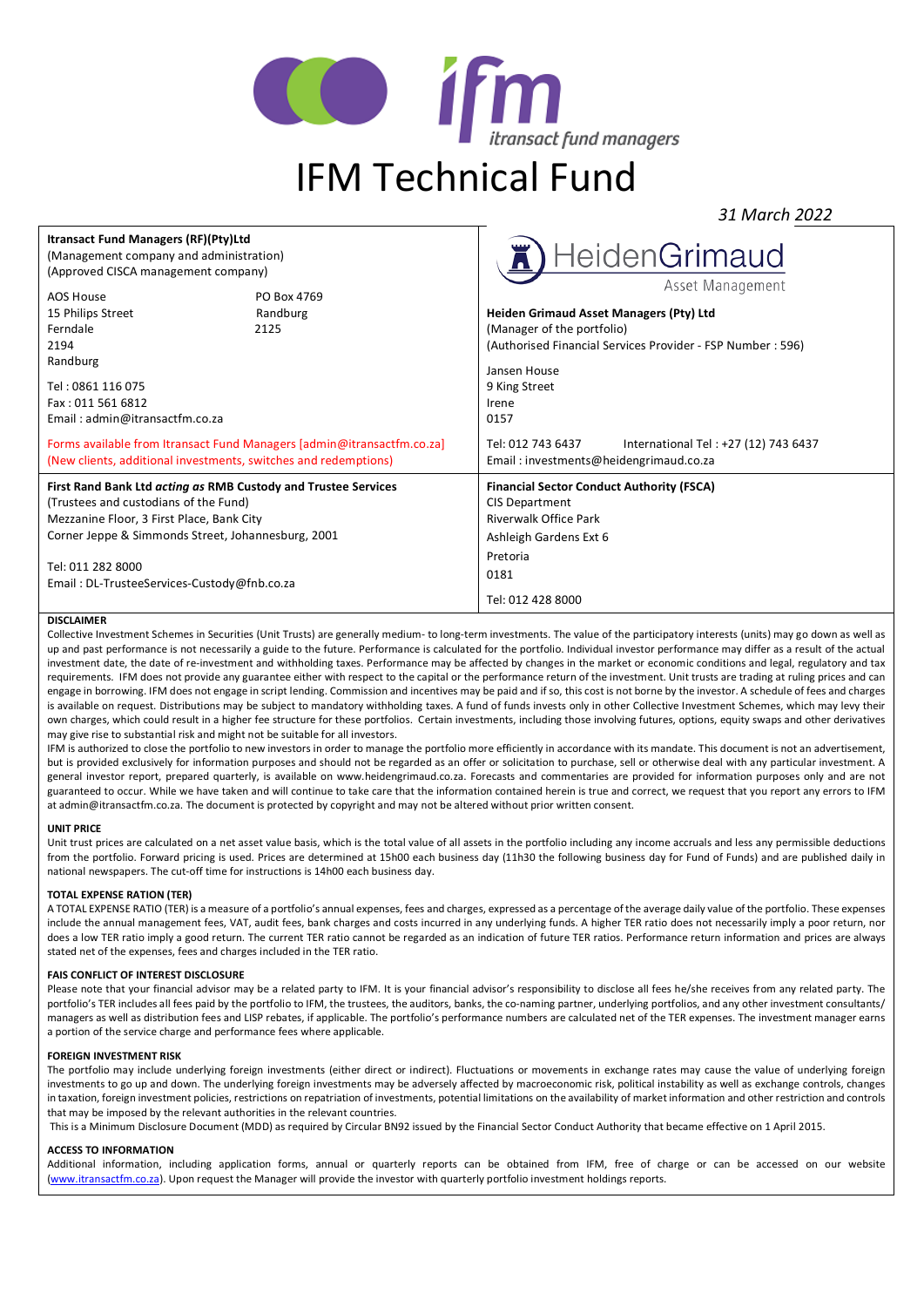# IFM Technical Fund

*31 March 2022*

**Itransact Fund Managers (RF)(Pty)Ltd**
(Management company and administration)
(Approved CISCA management company)

AOS House
15 Philips Street
Ferndale
2194
Randburg

PO Box 4769
Randburg
2125

Tel : 0861 116 075
Fax : 011 561 6812
Email : admin@itransactfm.co.za

Forms available from Itransact Fund Managers [admin@itransactfm.co.za]
(New clients, additional investments, switches and redemptions)

**Heiden Grimaud Asset Managers (Pty) Ltd**
(Manager of the portfolio)
(Authorised Financial Services Provider - FSP Number : 596)

Jansen House
9 King Street
Irene
0157

Tel: 012 743 6437 International Tel : +27 (12) 743 6437
Email : investments@heidengrimaud.co.za

**First Rand Bank Ltd *acting as* RMB Custody and Trustee Services**
(Trustees and custodians of the Fund)
Mezzanine Floor, 3 First Place, Bank City
Corner Jeppe & Simmonds Street, Johannesburg, 2001

Tel: 011 282 8000
Email : DL-TrusteeServices-Custody@fnb.co.za

**Financial Sector Conduct Authority (FSCA)**
CIS Department
Riverwalk Office Park
Ashleigh Gardens Ext 6
Pretoria
0181

Tel: 012 428 8000

**DISCLAIMER**

Collective Investment Schemes in Securities (Unit Trusts) are generally medium- to long-term investments. The value of the participatory interests (units) may go down as well as up and past performance is not necessarily a guide to the future. Performance is calculated for the portfolio. Individual investor performance may differ as a result of the actual investment date, the date of re-investment and withholding taxes. Performance may be affected by changes in the market or economic conditions and legal, regulatory and tax requirements. IFM does not provide any guarantee either with respect to the capital or the performance return of the investment. Unit trusts are trading at ruling prices and can engage in borrowing. IFM does not engage in script lending. Commission and incentives may be paid and if so, this cost is not borne by the investor. A schedule of fees and charges is available on request. Distributions may be subject to mandatory withholding taxes. A fund of funds invests only in other Collective Investment Schemes, which may levy their own charges, which could result in a higher fee structure for these portfolios. Certain investments, including those involving futures, options, equity swaps and other derivatives may give rise to substantial risk and might not be suitable for all investors.

IFM is authorized to close the portfolio to new investors in order to manage the portfolio more efficiently in accordance with its mandate. This document is not an advertisement, but is provided exclusively for information purposes and should not be regarded as an offer or solicitation to purchase, sell or otherwise deal with any particular investment. A general investor report, prepared quarterly, is available on www.heidengrimaud.co.za. Forecasts and commentaries are provided for information purposes only and are not guaranteed to occur. While we have taken and will continue to take care that the information contained herein is true and correct, we request that you report any errors to IFM at admin@itransactfm.co.za. The document is protected by copyright and may not be altered without prior written consent.

**UNIT PRICE**

Unit trust prices are calculated on a net asset value basis, which is the total value of all assets in the portfolio including any income accruals and less any permissible deductions from the portfolio. Forward pricing is used. Prices are determined at 15h00 each business day (11h30 the following business day for Fund of Funds) and are published daily in national newspapers. The cut-off time for instructions is 14h00 each business day.

**TOTAL EXPENSE RATION (TER)**

A TOTAL EXPENSE RATIO (TER) is a measure of a portfolio's annual expenses, fees and charges, expressed as a percentage of the average daily value of the portfolio. These expenses include the annual management fees, VAT, audit fees, bank charges and costs incurred in any underlying funds. A higher TER ratio does not necessarily imply a poor return, nor does a low TER ratio imply a good return. The current TER ratio cannot be regarded as an indication of future TER ratios. Performance return information and prices are always stated net of the expenses, fees and charges included in the TER ratio.

**FAIS CONFLICT OF INTEREST DISCLOSURE**

Please note that your financial advisor may be a related party to IFM. It is your financial advisor's responsibility to disclose all fees he/she receives from any related party. The portfolio's TER includes all fees paid by the portfolio to IFM, the trustees, the auditors, banks, the co-naming partner, underlying portfolios, and any other investment consultants/ managers as well as distribution fees and LISP rebates, if applicable. The portfolio's performance numbers are calculated net of the TER expenses. The investment manager earns a portion of the service charge and performance fees where applicable.

**FOREIGN INVESTMENT RISK**

The portfolio may include underlying foreign investments (either direct or indirect). Fluctuations or movements in exchange rates may cause the value of underlying foreign investments to go up and down. The underlying foreign investments may be adversely affected by macroeconomic risk, political instability as well as exchange controls, changes in taxation, foreign investment policies, restrictions on repatriation of investments, potential limitations on the availability of market information and other restriction and controls that may be imposed by the relevant authorities in the relevant countries.

This is a Minimum Disclosure Document (MDD) as required by Circular BN92 issued by the Financial Sector Conduct Authority that became effective on 1 April 2015.

**ACCESS TO INFORMATION**

Additional information, including application forms, annual or quarterly reports can be obtained from IFM, free of charge or can be accessed on our website (www.itransactfm.co.za). Upon request the Manager will provide the investor with quarterly portfolio investment holdings reports.